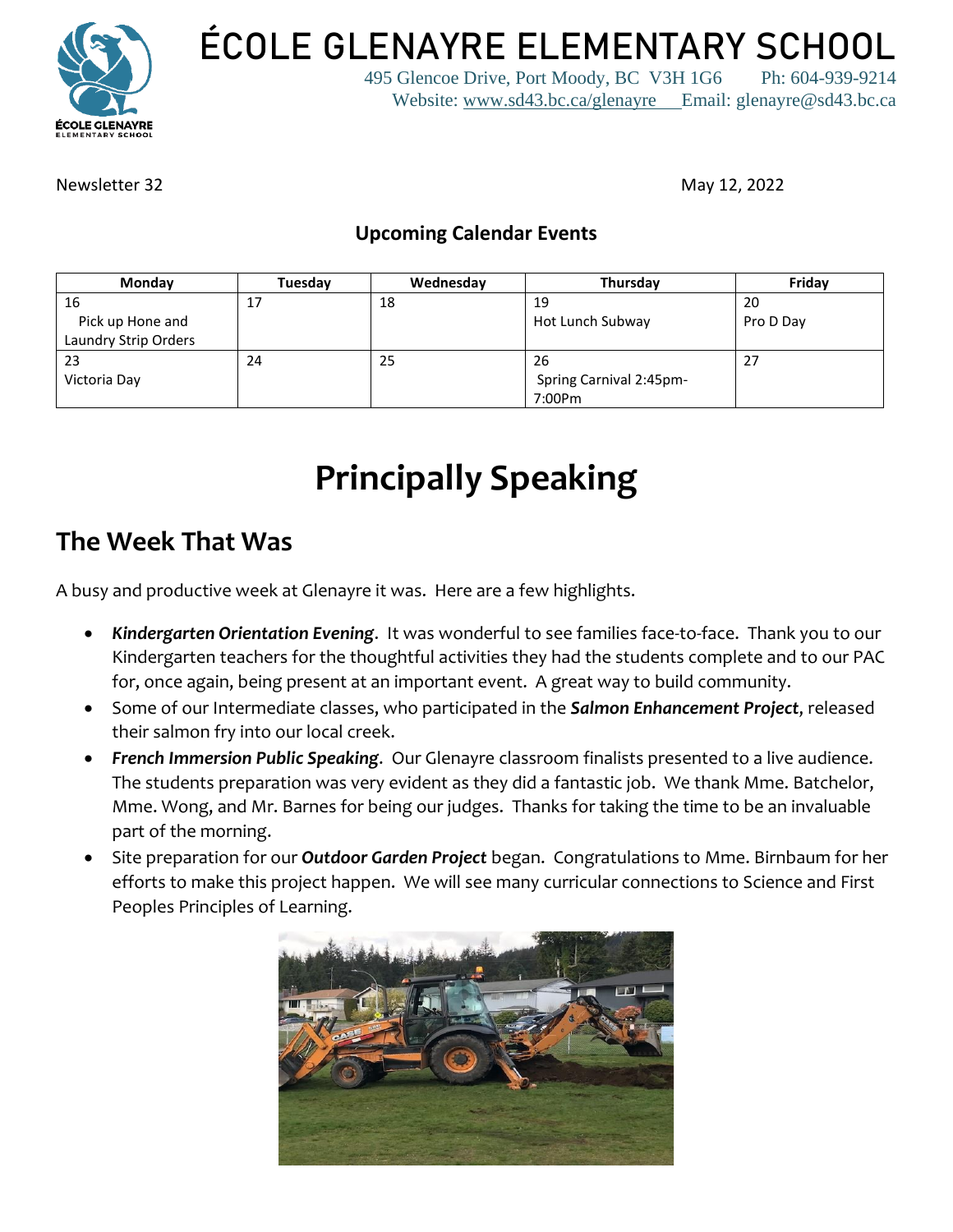# ÉCOLE GLENAYRE ELEMENTARY SCHOOL

495 Glencoe Drive, Port Moody, BC V3H 1G6 Ph: 604-939-9214
Website: www.sd43.bc.ca/glenayre Email: glenayre@sd43.bc.ca

Newsletter 32

May 12, 2022

**Upcoming Calendar Events**

| Monday | Tuesday | Wednesday | Thursday | Friday |
|---|---|---|---|---|
| 16<br>Pick up Hone and Laundry Strip Orders | 17 | 18 | 19<br>Hot Lunch Subway | 20<br>Pro D Day |
| 23<br>Victoria Day | 24 | 25 | 26<br>Spring Carnival 2:45pm-7:00Pm | 27 |

# Principally Speaking

## The Week That Was

A busy and productive week at Glenayre it was. Here are a few highlights.

- ***Kindergarten Orientation Evening***. It was wonderful to see families face-to-face. Thank you to our Kindergarten teachers for the thoughtful activities they had the students complete and to our PAC for, once again, being present at an important event. A great way to build community.
- Some of our Intermediate classes, who participated in the ***Salmon Enhancement Project***, released their salmon fry into our local creek.
- ***French Immersion Public Speaking***. Our Glenayre classroom finalists presented to a live audience. The students preparation was very evident as they did a fantastic job. We thank Mme. Batchelor, Mme. Wong, and Mr. Barnes for being our judges. Thanks for taking the time to be an invaluable part of the morning.
- Site preparation for our ***Outdoor Garden Project*** began. Congratulations to Mme. Birnbaum for her efforts to make this project happen. We will see many curricular connections to Science and First Peoples Principles of Learning.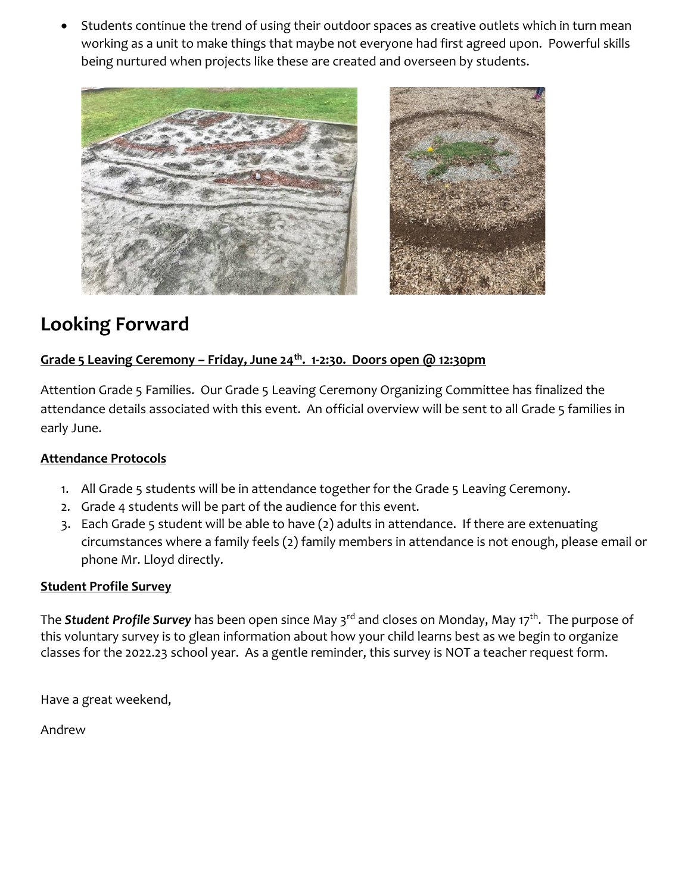- Students continue the trend of using their outdoor spaces as creative outlets which in turn mean working as a unit to make things that maybe not everyone had first agreed upon. Powerful skills being nurtured when projects like these are created and overseen by students.

## Looking Forward

**Grade 5 Leaving Ceremony – Friday, June 24th. 1-2:30. Doors open @ 12:30pm**

Attention Grade 5 Families. Our Grade 5 Leaving Ceremony Organizing Committee has finalized the attendance details associated with this event. An official overview will be sent to all Grade 5 families in early June.

**Attendance Protocols**

1. All Grade 5 students will be in attendance together for the Grade 5 Leaving Ceremony.
2. Grade 4 students will be part of the audience for this event.
3. Each Grade 5 student will be able to have (2) adults in attendance. If there are extenuating circumstances where a family feels (2) family members in attendance is not enough, please email or phone Mr. Lloyd directly.

**Student Profile Survey**

The ***Student Profile Survey*** has been open since May 3rd and closes on Monday, May 17th. The purpose of this voluntary survey is to glean information about how your child learns best as we begin to organize classes for the 2022.23 school year. As a gentle reminder, this survey is NOT a teacher request form.

Have a great weekend,

Andrew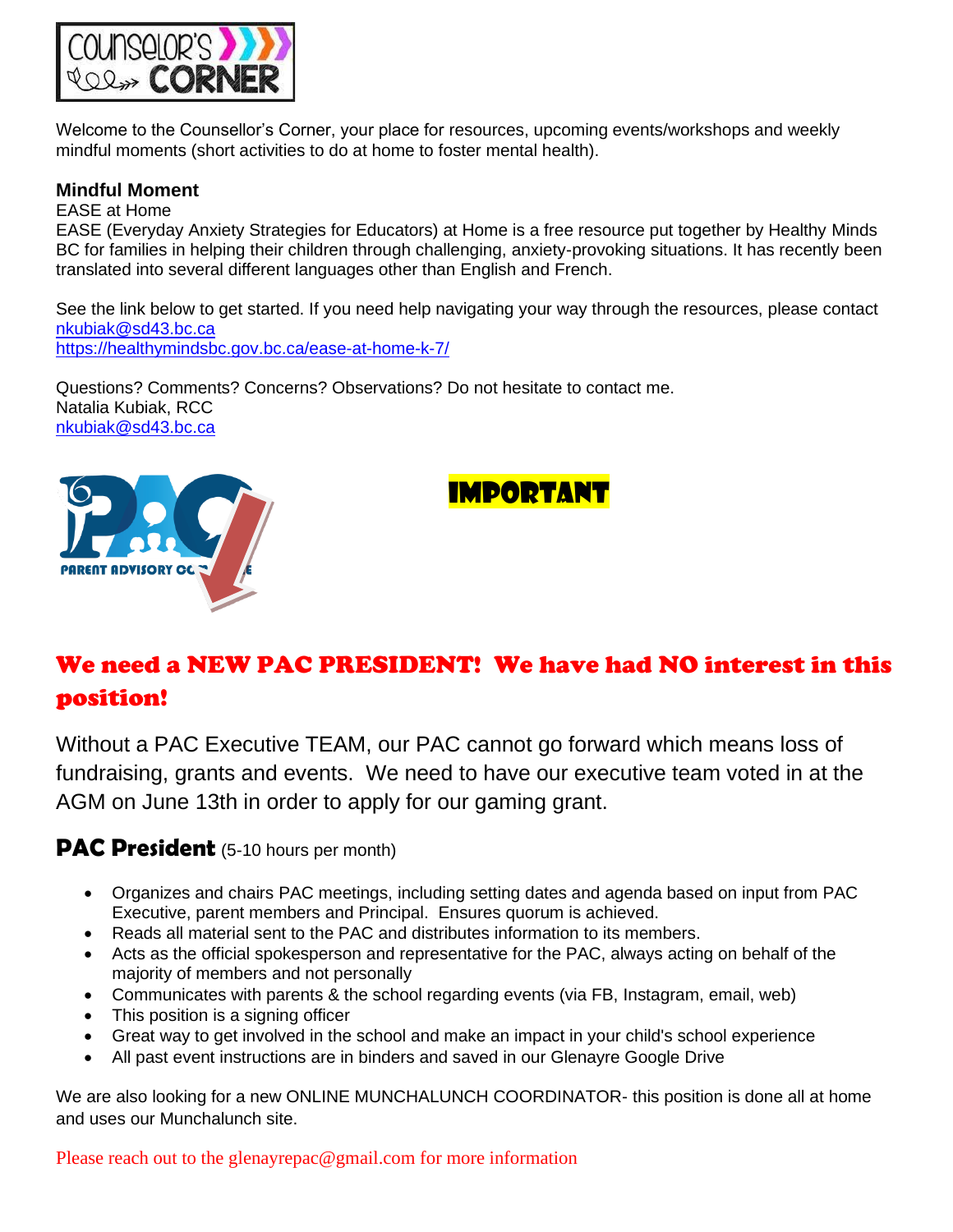# COUNSELOR'S CORNER

Welcome to the Counsellor's Corner, your place for resources, upcoming events/workshops and weekly mindful moments (short activities to do at home to foster mental health).

**Mindful Moment**

EASE at Home

EASE (Everyday Anxiety Strategies for Educators) at Home is a free resource put together by Healthy Minds BC for families in helping their children through challenging, anxiety-provoking situations. It has recently been translated into several different languages other than English and French.

See the link below to get started. If you need help navigating your way through the resources, please contact nkubiak@sd43.bc.ca
https://healthymindsbc.gov.bc.ca/ease-at-home-k-7/

Questions? Comments? Concerns? Observations? Do not hesitate to contact me.
Natalia Kubiak, RCC
nkubiak@sd43.bc.ca

**IMPORTANT**

## We need a NEW PAC PRESIDENT! We have had NO interest in this position!

Without a PAC Executive TEAM, our PAC cannot go forward which means loss of fundraising, grants and events. We need to have our executive team voted in at the AGM on June 13th in order to apply for our gaming grant.

### PAC President (5-10 hours per month)

- Organizes and chairs PAC meetings, including setting dates and agenda based on input from PAC Executive, parent members and Principal. Ensures quorum is achieved.
- Reads all material sent to the PAC and distributes information to its members.
- Acts as the official spokesperson and representative for the PAC, always acting on behalf of the majority of members and not personally
- Communicates with parents & the school regarding events (via FB, Instagram, email, web)
- This position is a signing officer
- Great way to get involved in the school and make an impact in your child's school experience
- All past event instructions are in binders and saved in our Glenayre Google Drive

We are also looking for a new ONLINE MUNCHALUNCH COORDINATOR- this position is done all at home and uses our Munchalunch site.

Please reach out to the glenayrepac@gmail.com for more information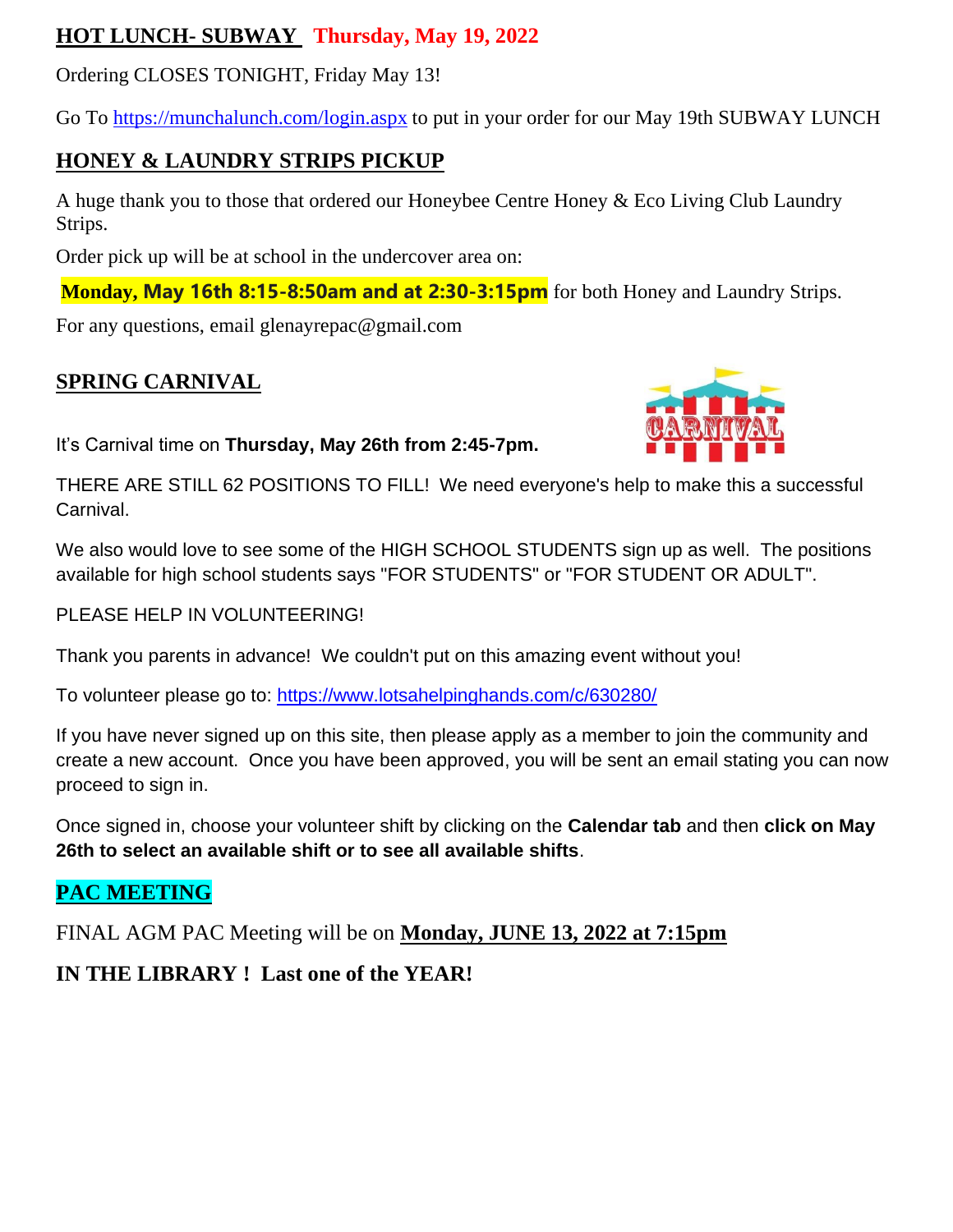## HOT LUNCH- SUBWAY **Thursday, May 19, 2022**

Ordering CLOSES TONIGHT, Friday May 13!

Go To https://munchalunch.com/login.aspx to put in your order for our May 19th SUBWAY LUNCH

## HONEY & LAUNDRY STRIPS PICKUP

A huge thank you to those that ordered our Honeybee Centre Honey & Eco Living Club Laundry Strips.

Order pick up will be at school in the undercover area on:

**Monday, May 16th 8:15-8:50am and at 2:30-3:15pm** for both Honey and Laundry Strips.

For any questions, email glenayrepac@gmail.com

## SPRING CARNIVAL

It's Carnival time on **Thursday, May 26th from 2:45-7pm.**

THERE ARE STILL 62 POSITIONS TO FILL! We need everyone's help to make this a successful Carnival.

We also would love to see some of the HIGH SCHOOL STUDENTS sign up as well. The positions available for high school students says "FOR STUDENTS" or "FOR STUDENT OR ADULT".

PLEASE HELP IN VOLUNTEERING!

Thank you parents in advance! We couldn't put on this amazing event without you!

To volunteer please go to: https://www.lotsahelpinghands.com/c/630280/

If you have never signed up on this site, then please apply as a member to join the community and create a new account. Once you have been approved, you will be sent an email stating you can now proceed to sign in.

Once signed in, choose your volunteer shift by clicking on the **Calendar tab** and then **click on May 26th to select an available shift or to see all available shifts**.

## PAC MEETING

FINAL AGM PAC Meeting will be on **Monday, JUNE 13, 2022 at 7:15pm**

**IN THE LIBRARY ! Last one of the YEAR!**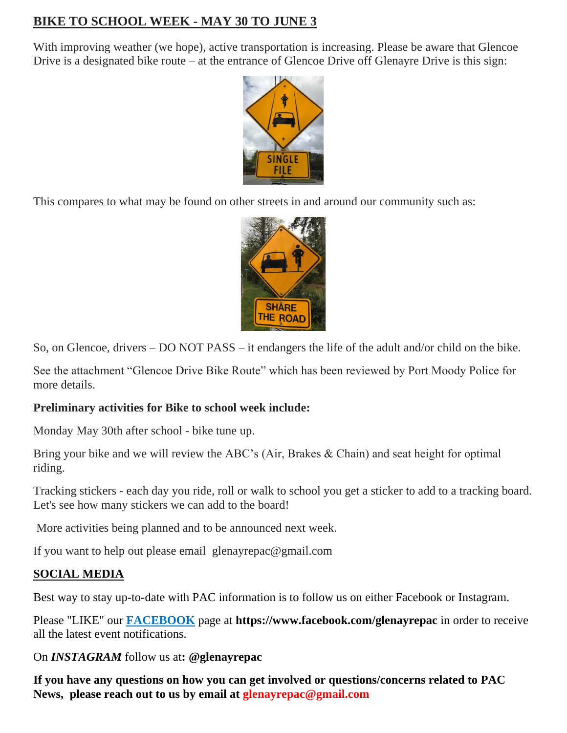## BIKE TO SCHOOL WEEK - MAY 30 TO JUNE 3

With improving weather (we hope), active transportation is increasing. Please be aware that Glencoe Drive is a designated bike route – at the entrance of Glencoe Drive off Glenayre Drive is this sign:

This compares to what may be found on other streets in and around our community such as:

So, on Glencoe, drivers – DO NOT PASS – it endangers the life of the adult and/or child on the bike.

See the attachment "Glencoe Drive Bike Route" which has been reviewed by Port Moody Police for more details.

**Preliminary activities for Bike to school week include:**

Monday May 30th after school - bike tune up.

Bring your bike and we will review the ABC's (Air, Brakes & Chain) and seat height for optimal riding.

Tracking stickers - each day you ride, roll or walk to school you get a sticker to add to a tracking board. Let's see how many stickers we can add to the board!

More activities being planned and to be announced next week.

If you want to help out please email glenayrepac@gmail.com

## SOCIAL MEDIA

Best way to stay up-to-date with PAC information is to follow us on either Facebook or Instagram.

Please "LIKE" our **FACEBOOK** page at **https://www.facebook.com/glenayrepac** in order to receive all the latest event notifications.

On ***INSTAGRAM*** follow us at**: @glenayrepac**

**If you have any questions on how you can get involved or questions/concerns related to PAC News, please reach out to us by email at glenayrepac@gmail.com**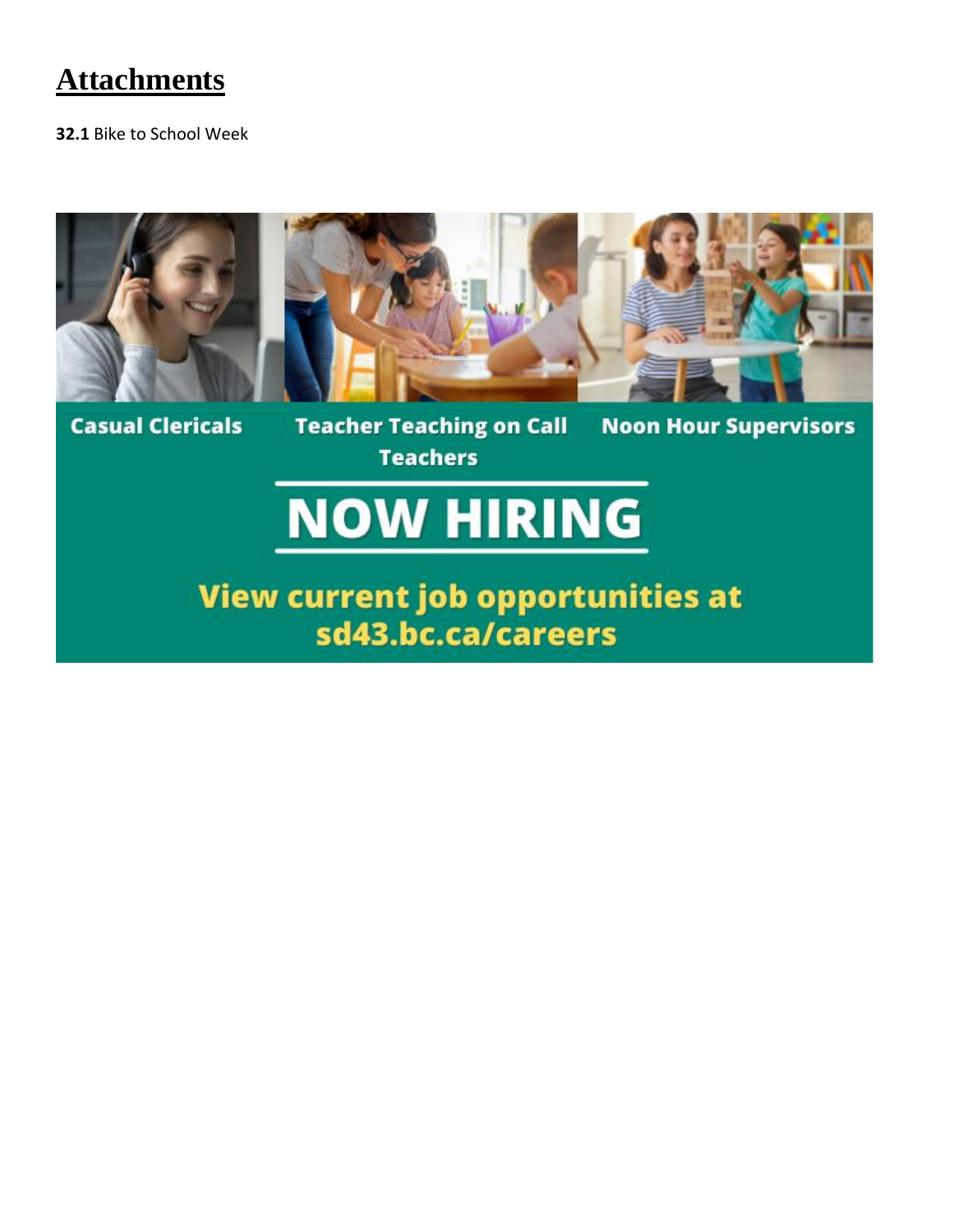# Attachments

**32.1** Bike to School Week

Casual Clericals

Teacher Teaching on Call Teachers

Noon Hour Supervisors

NOW HIRING

View current job opportunities at sd43.bc.ca/careers